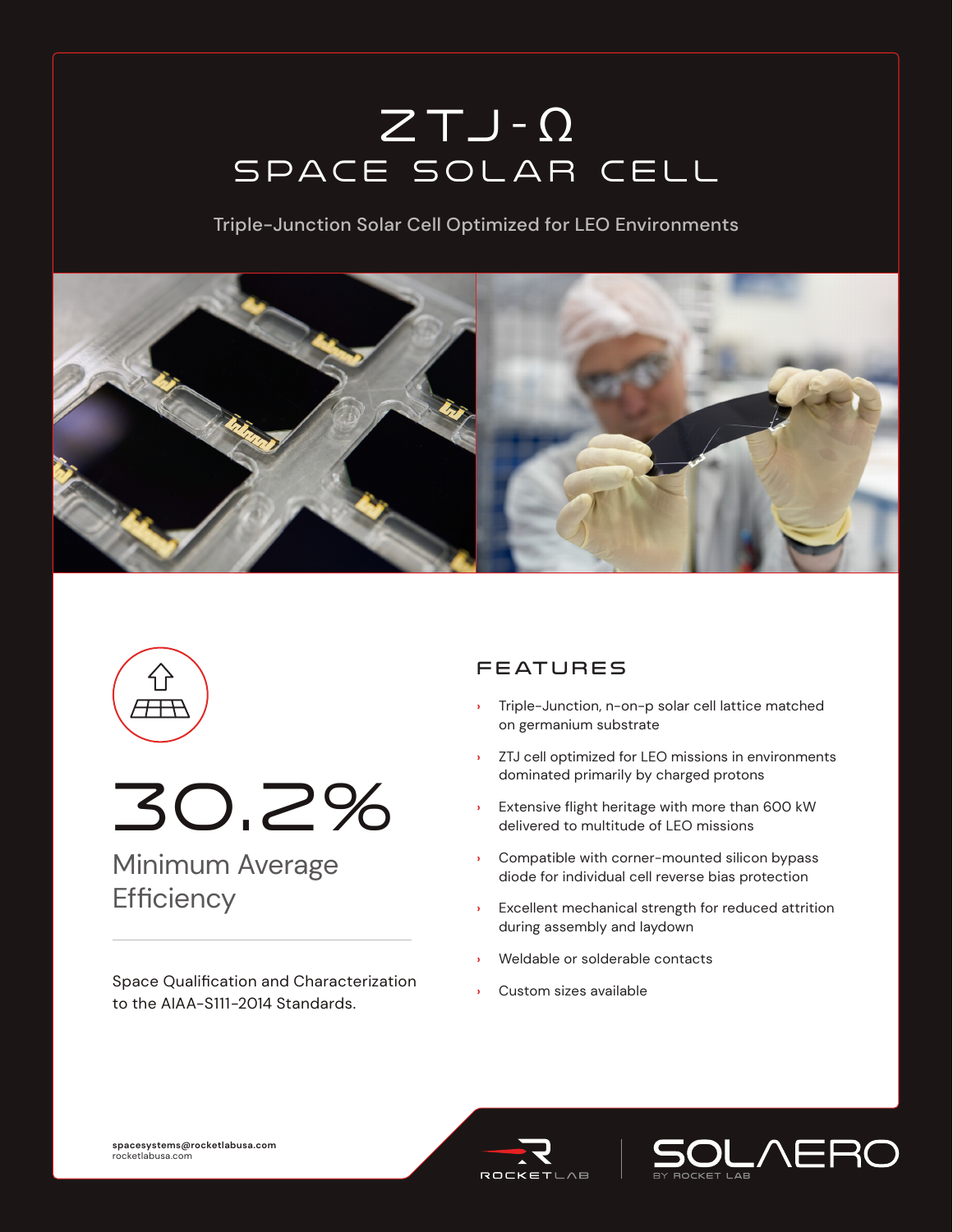# ZTJ-Ω

## SPACE SOLAR CELL

Triple-Junction Solar Cell Optimized for LEO Environments

# 30.2%

Minimum Average Efficiency

Space Qualification and Characterization to the AIAA-S111-2014 Standards.

## FEATURES

- Triple-Junction, n-on-p solar cell lattice matched on germanium substrate
- ZTJ cell optimized for LEO missions in environments dominated primarily by charged protons
- Extensive flight heritage with more than 600 kW delivered to multitude of LEO missions
- Compatible with corner-mounted silicon bypass diode for individual cell reverse bias protection
- Excellent mechanical strength for reduced attrition during assembly and laydown
- Weldable or solderable contacts
- Custom sizes available

**spacesystems@rocketlabusa.com**
rocketlabusa.com

ROCKETLAB | SOLAERO BY ROCKET LAB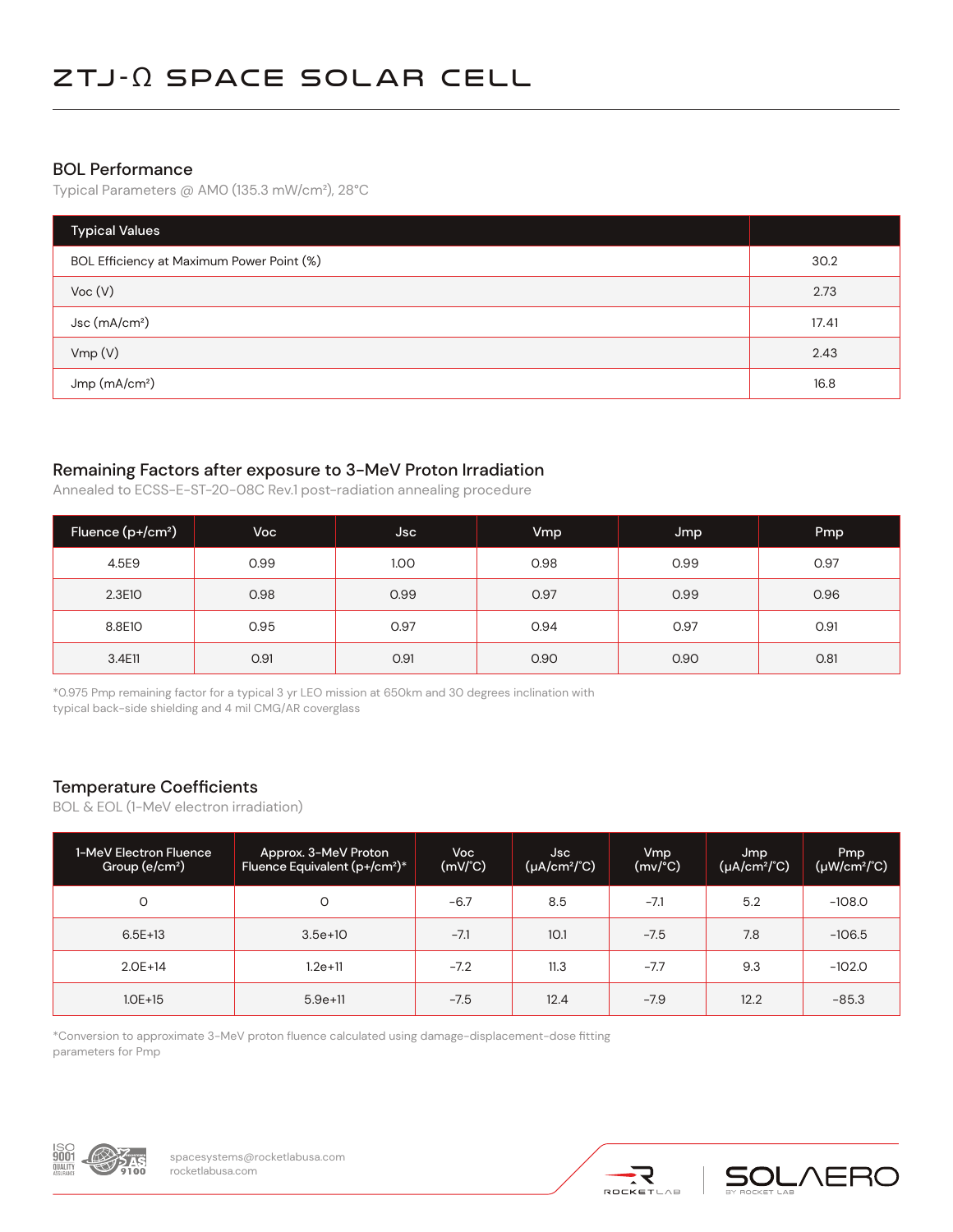# ZTJ-Ω SPACE SOLAR CELL

## BOL Performance

Typical Parameters @ AM0 (135.3 mW/cm²), 28°C

| Typical Values | |
|---|---|
| BOL Efficiency at Maximum Power Point (%) | 30.2 |
| Voc (V) | 2.73 |
| Jsc (mA/cm²) | 17.41 |
| Vmp (V) | 2.43 |
| Jmp (mA/cm²) | 16.8 |

## Remaining Factors after exposure to 3-MeV Proton Irradiation

Annealed to ECSS-E-ST-20-08C Rev.1 post-radiation annealing procedure

| Fluence (p+/cm²) | Voc | Jsc | Vmp | Jmp | Pmp |
|---|---|---|---|---|---|
| 4.5E9 | 0.99 | 1.00 | 0.98 | 0.99 | 0.97 |
| 2.3E10 | 0.98 | 0.99 | 0.97 | 0.99 | 0.96 |
| 8.8E10 | 0.95 | 0.97 | 0.94 | 0.97 | 0.91 |
| 3.4E11 | 0.91 | 0.91 | 0.90 | 0.90 | 0.81 |

*0.975 Pmp remaining factor for a typical 3 yr LEO mission at 650km and 30 degrees inclination with typical back-side shielding and 4 mil CMG/AR coverglass

## Temperature Coefficients

BOL & EOL (1-MeV electron irradiation)

| 1-MeV Electron Fluence Group (e/cm²) | Approx. 3-MeV Proton Fluence Equivalent (p+/cm²)* | Voc (mV/°C) | Jsc (μA/cm²/°C) | Vmp (mv/°C) | Jmp (μA/cm²/°C) | Pmp (μW/cm²/°C) |
|---|---|---|---|---|---|---|
| 0 | 0 | -6.7 | 8.5 | -7.1 | 5.2 | -108.0 |
| 6.5E+13 | 3.5e+10 | -7.1 | 10.1 | -7.5 | 7.8 | -106.5 |
| 2.0E+14 | 1.2e+11 | -7.2 | 11.3 | -7.7 | 9.3 | -102.0 |
| 1.0E+15 | 5.9e+11 | -7.5 | 12.4 | -7.9 | 12.2 | -85.3 |

*Conversion to approximate 3-MeV proton fluence calculated using damage-displacement-dose fitting parameters for Pmp

spacesystems@rocketlabusa.com
rocketlabusa.com